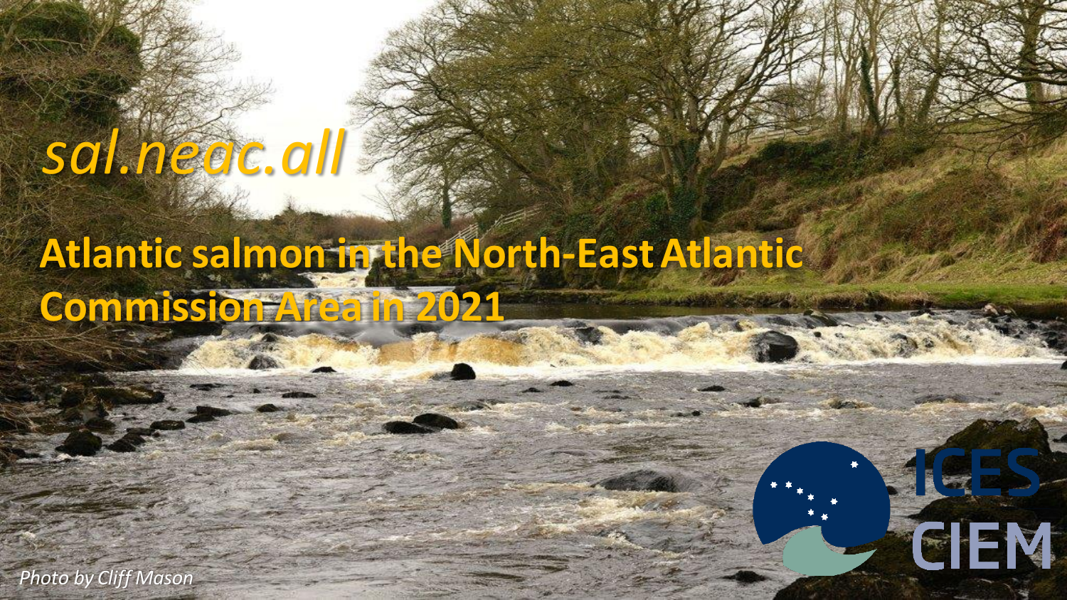*sal.neac.all*

# Atlantic salmon in the North-East Atlantic Commission Area in 2021

ICES CIEM

*Photo by Cliff Mason*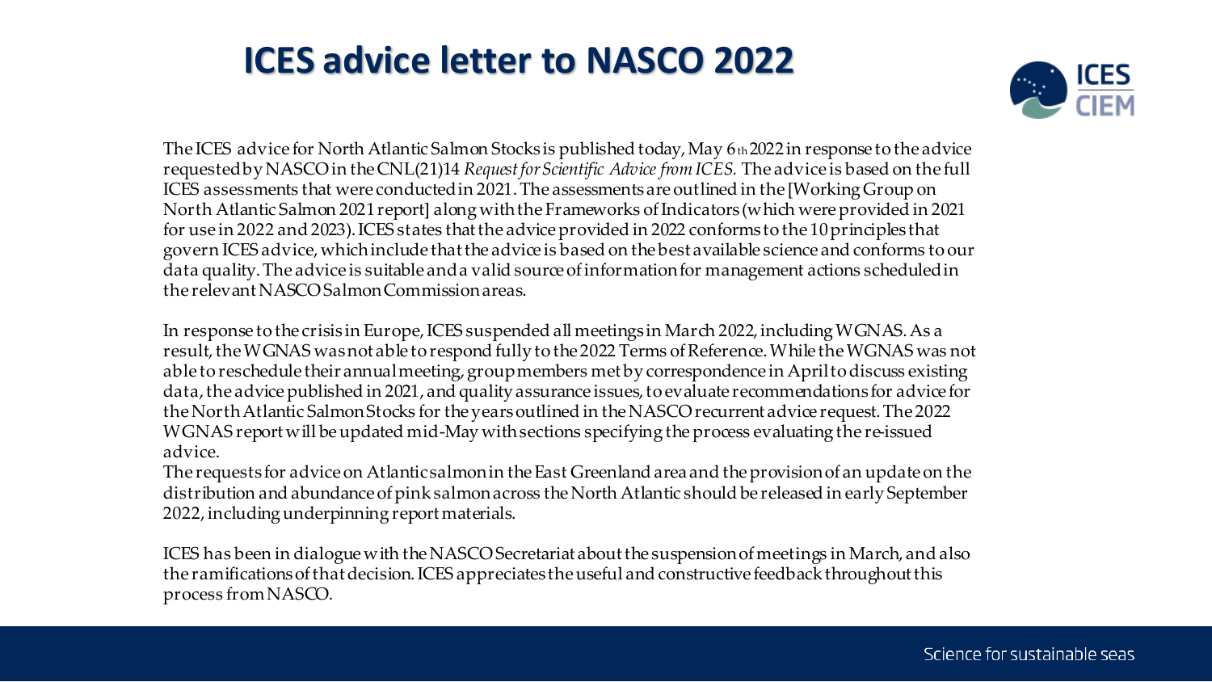# ICES advice letter to NASCO 2022

The ICES advice for North Atlantic Salmon Stocks is published today, May 6th 2022 in response to the advice requested by NASCO in the CNL(21)14 *Request for Scientific Advice from ICES.* The advice is based on the full ICES assessments that were conducted in 2021. The assessments are outlined in the [Working Group on North Atlantic Salmon 2021 report] along with the Frameworks of Indicators (which were provided in 2021 for use in 2022 and 2023). ICES states that the advice provided in 2022 conforms to the 10 principles that govern ICES advice, which include that the advice is based on the best available science and conforms to our data quality. The advice is suitable and a valid source of information for management actions scheduled in the relevant NASCO Salmon Commission areas.

In response to the crisis in Europe, ICES suspended all meetings in March 2022, including WGNAS. As a result, the WGNAS was not able to respond fully to the 2022 Terms of Reference. While the WGNAS was not able to reschedule their annual meeting, group members met by correspondence in April to discuss existing data, the advice published in 2021, and quality assurance issues, to evaluate recommendations for advice for the North Atlantic Salmon Stocks for the years outlined in the NASCO recurrent advice request. The 2022 WGNAS report will be updated mid-May with sections specifying the process evaluating the re-issued advice.
The requests for advice on Atlantic salmon in the East Greenland area and the provision of an update on the distribution and abundance of pink salmon across the North Atlantic should be released in early September 2022, including underpinning report materials.

ICES has been in dialogue with the NASCO Secretariat about the suspension of meetings in March, and also the ramifications of that decision. ICES appreciates the useful and constructive feedback throughout this process from NASCO.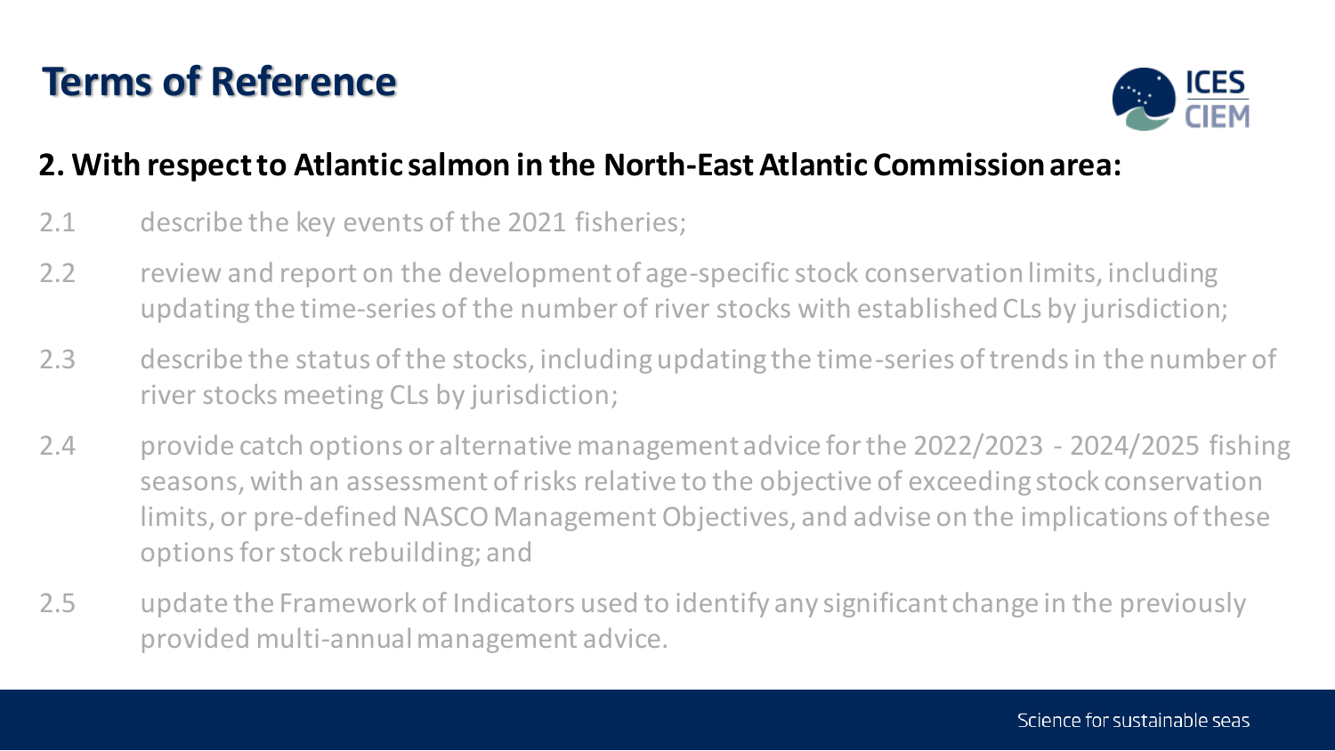# Terms of Reference

**2. With respect to Atlantic salmon in the North-East Atlantic Commission area:**

2.1 describe the key events of the 2021 fisheries;

2.2 review and report on the development of age-specific stock conservation limits, including updating the time-series of the number of river stocks with established CLs by jurisdiction;

2.3 describe the status of the stocks, including updating the time-series of trends in the number of river stocks meeting CLs by jurisdiction;

2.4 provide catch options or alternative management advice for the 2022/2023 - 2024/2025 fishing seasons, with an assessment of risks relative to the objective of exceeding stock conservation limits, or pre-defined NASCO Management Objectives, and advise on the implications of these options for stock rebuilding; and

2.5 update the Framework of Indicators used to identify any significant change in the previously provided multi-annual management advice.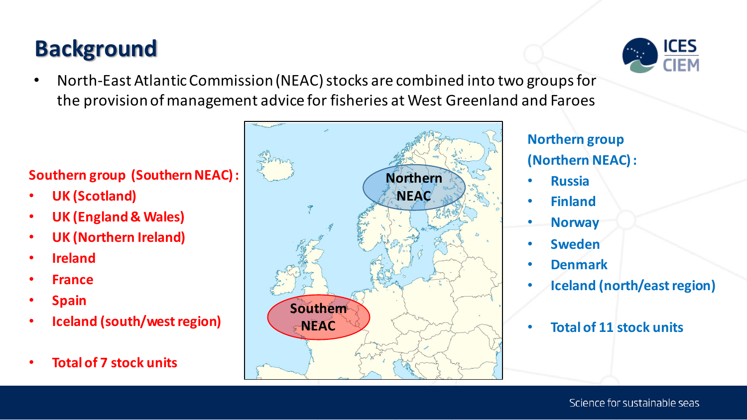# Background

- North-East Atlantic Commission (NEAC) stocks are combined into two groups for the provision of management advice for fisheries at West Greenland and Faroes

**Southern group (Southern NEAC):**

- **UK (Scotland)**
- **UK (England & Wales)**
- **UK (Northern Ireland)**
- **Ireland**
- **France**
- **Spain**
- **Iceland (south/west region)**

- **Total of 7 stock units**

Northern NEAC

Southern NEAC

**Northern group (Northern NEAC):**

- **Russia**
- **Finland**
- **Norway**
- **Sweden**
- **Denmark**
- **Iceland (north/east region)**

- **Total of 11 stock units**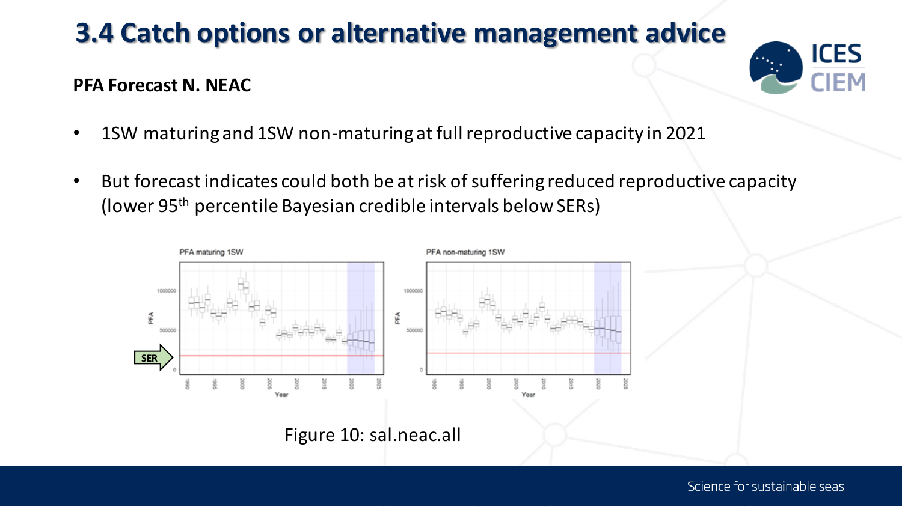# 3.4 Catch options or alternative management advice

**PFA Forecast N. NEAC**

- 1SW maturing and 1SW non-maturing at full reproductive capacity in 2021
- But forecast indicates could both be at risk of suffering reduced reproductive capacity (lower 95[th] percentile Bayesian credible intervals below SERs)

Figure 10: sal.neac.all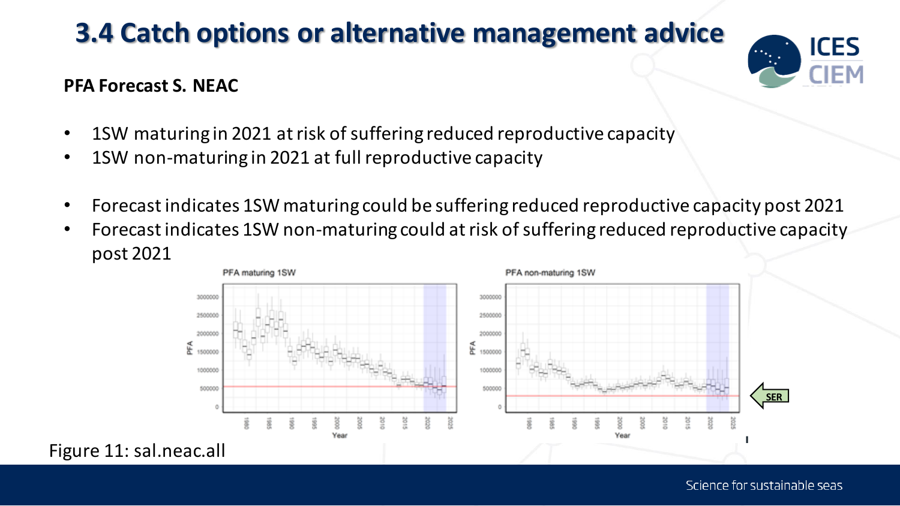# 3.4 Catch options or alternative management advice

**PFA Forecast S. NEAC**

- 1SW maturing in 2021 at risk of suffering reduced reproductive capacity
- 1SW non-maturing in 2021 at full reproductive capacity

- Forecast indicates 1SW maturing could be suffering reduced reproductive capacity post 2021
- Forecast indicates 1SW non-maturing could at risk of suffering reduced reproductive capacity post 2021

Figure 11: sal.neac.all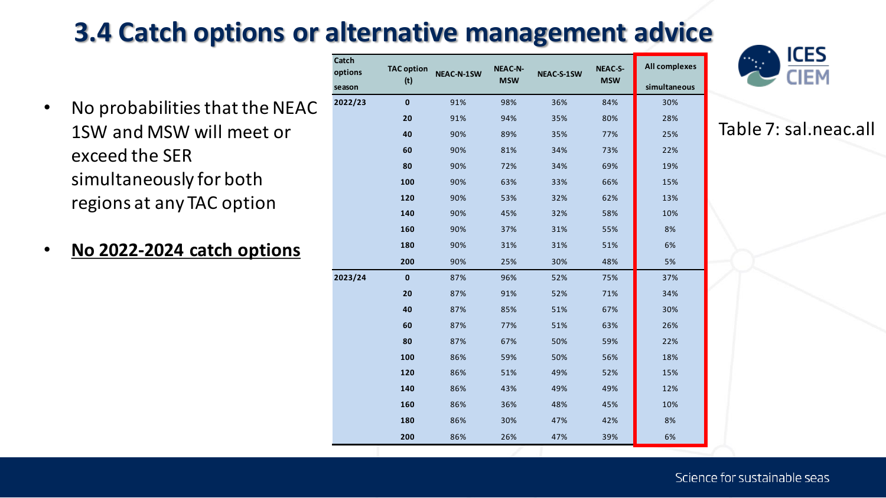# 3.4 Catch options or alternative management advice

- No probabilities that the NEAC 1SW and MSW will meet or exceed the SER simultaneously for both regions at any TAC option
- **No 2022-2024 catch options**

Table 7: sal.neac.all

| Catch options season | TAC option (t) | NEAC-N-1SW | NEAC-N-MSW | NEAC-S-1SW | NEAC-S-MSW | All complexes simultaneous |
|---|---|---|---|---|---|---|
| 2022/23 | 0 | 91% | 98% | 36% | 84% | 30% |
| | 20 | 91% | 94% | 35% | 80% | 28% |
| | 40 | 90% | 89% | 35% | 77% | 25% |
| | 60 | 90% | 81% | 34% | 73% | 22% |
| | 80 | 90% | 72% | 34% | 69% | 19% |
| | 100 | 90% | 63% | 33% | 66% | 15% |
| | 120 | 90% | 53% | 32% | 62% | 13% |
| | 140 | 90% | 45% | 32% | 58% | 10% |
| | 160 | 90% | 37% | 31% | 55% | 8% |
| | 180 | 90% | 31% | 31% | 51% | 6% |
| | 200 | 90% | 25% | 30% | 48% | 5% |
| 2023/24 | 0 | 87% | 96% | 52% | 75% | 37% |
| | 20 | 87% | 91% | 52% | 71% | 34% |
| | 40 | 87% | 85% | 51% | 67% | 30% |
| | 60 | 87% | 77% | 51% | 63% | 26% |
| | 80 | 87% | 67% | 50% | 59% | 22% |
| | 100 | 86% | 59% | 50% | 56% | 18% |
| | 120 | 86% | 51% | 49% | 52% | 15% |
| | 140 | 86% | 43% | 49% | 49% | 12% |
| | 160 | 86% | 36% | 48% | 45% | 10% |
| | 180 | 86% | 30% | 47% | 42% | 8% |
| | 200 | 86% | 26% | 47% | 39% | 6% |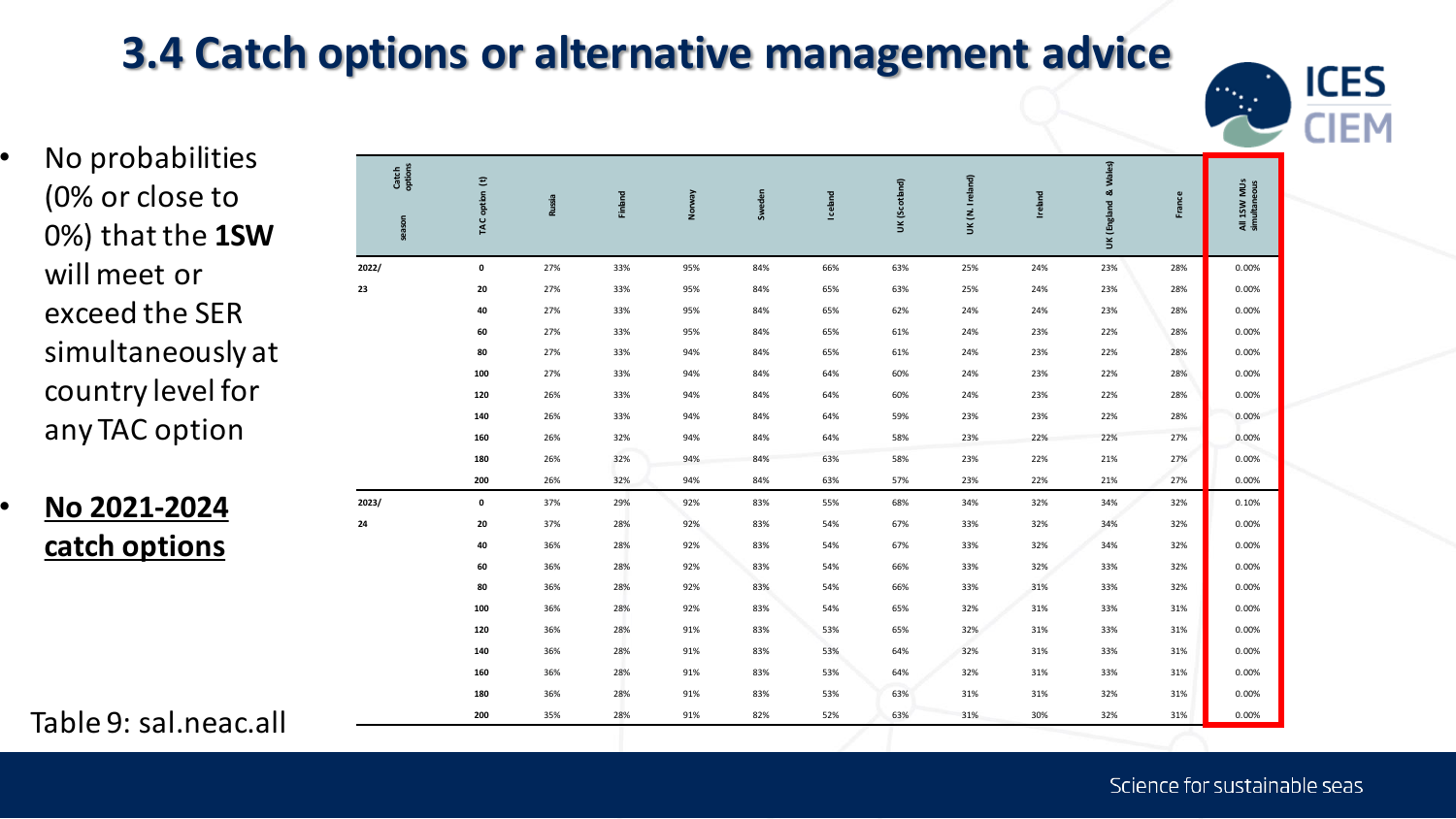# 3.4 Catch options or alternative management advice

- No probabilities (0% or close to 0%) that the **1SW** will meet or exceed the SER simultaneously at country level for any TAC option
- **No 2021-2024 catch options**

| Catch options season | TAC option (t) | Russia | Finland | Norway | Sweden | Iceland | UK (Scotland) | UK (N. Ireland) | Ireland | UK (England & Wales) | France | All 1SW MUs simultaneous |
|---|---|---|---|---|---|---|---|---|---|---|---|---|
| 2022/23 | 0 | 27% | 33% | 95% | 84% | 66% | 63% | 25% | 24% | 23% | 28% | 0.00% |
| | 20 | 27% | 33% | 95% | 84% | 65% | 63% | 25% | 24% | 23% | 28% | 0.00% |
| | 40 | 27% | 33% | 95% | 84% | 65% | 62% | 24% | 24% | 23% | 28% | 0.00% |
| | 60 | 27% | 33% | 95% | 84% | 65% | 61% | 24% | 23% | 22% | 28% | 0.00% |
| | 80 | 27% | 33% | 94% | 84% | 65% | 61% | 24% | 23% | 22% | 28% | 0.00% |
| | 100 | 27% | 33% | 94% | 84% | 64% | 60% | 24% | 23% | 22% | 28% | 0.00% |
| | 120 | 26% | 33% | 94% | 84% | 64% | 60% | 24% | 23% | 22% | 28% | 0.00% |
| | 140 | 26% | 33% | 94% | 84% | 64% | 59% | 23% | 23% | 22% | 28% | 0.00% |
| | 160 | 26% | 32% | 94% | 84% | 64% | 58% | 23% | 22% | 22% | 27% | 0.00% |
| | 180 | 26% | 32% | 94% | 84% | 63% | 58% | 23% | 22% | 21% | 27% | 0.00% |
| | 200 | 26% | 32% | 94% | 84% | 63% | 57% | 23% | 22% | 21% | 27% | 0.00% |
| 2023/24 | 0 | 37% | 29% | 92% | 83% | 55% | 68% | 34% | 32% | 34% | 32% | 0.10% |
| | 20 | 37% | 28% | 92% | 83% | 54% | 67% | 33% | 32% | 34% | 32% | 0.00% |
| | 40 | 36% | 28% | 92% | 83% | 54% | 67% | 33% | 32% | 34% | 32% | 0.00% |
| | 60 | 36% | 28% | 92% | 83% | 54% | 66% | 33% | 32% | 33% | 32% | 0.00% |
| | 80 | 36% | 28% | 92% | 83% | 54% | 66% | 33% | 31% | 33% | 32% | 0.00% |
| | 100 | 36% | 28% | 92% | 83% | 54% | 65% | 32% | 31% | 33% | 31% | 0.00% |
| | 120 | 36% | 28% | 91% | 83% | 53% | 65% | 32% | 31% | 33% | 31% | 0.00% |
| | 140 | 36% | 28% | 91% | 83% | 53% | 64% | 32% | 31% | 33% | 31% | 0.00% |
| | 160 | 36% | 28% | 91% | 83% | 53% | 64% | 32% | 31% | 33% | 31% | 0.00% |
| | 180 | 36% | 28% | 91% | 83% | 53% | 63% | 31% | 31% | 32% | 31% | 0.00% |
| | 200 | 35% | 28% | 91% | 82% | 52% | 63% | 31% | 30% | 32% | 31% | 0.00% |

Table 9: sal.neac.all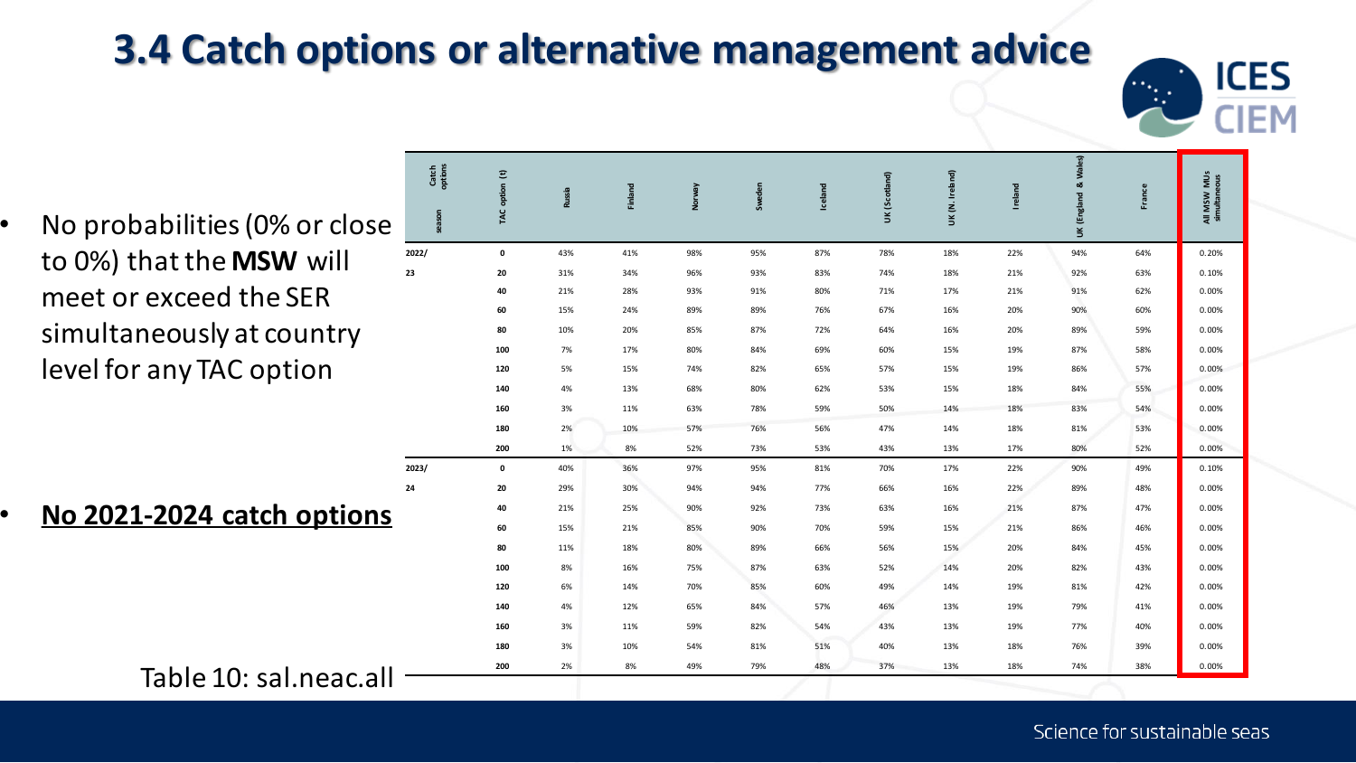# 3.4 Catch options or alternative management advice

- No probabilities (0% or close to 0%) that the **MSW** will meet or exceed the SER simultaneously at country level for any TAC option

- **No 2021-2024 catch options**

| Catch options season | TAC option (t) | Russia | Finland | Norway | Sweden | Iceland | UK (Scotland) | UK (N. Ireland) | Ireland | UK (England & Wales) | France | All MSW MUs simultaneous |
|---|---|---|---|---|---|---|---|---|---|---|---|---|
| 2022/23 | 0 | 43% | 41% | 98% | 95% | 87% | 78% | 18% | 22% | 94% | 64% | 0.20% |
| | 20 | 31% | 34% | 96% | 93% | 83% | 74% | 18% | 21% | 92% | 63% | 0.10% |
| | 40 | 21% | 28% | 93% | 91% | 80% | 71% | 17% | 21% | 91% | 62% | 0.00% |
| | 60 | 15% | 24% | 89% | 89% | 76% | 67% | 16% | 20% | 90% | 60% | 0.00% |
| | 80 | 10% | 20% | 85% | 87% | 72% | 64% | 16% | 20% | 89% | 59% | 0.00% |
| | 100 | 7% | 17% | 80% | 84% | 69% | 60% | 15% | 19% | 87% | 58% | 0.00% |
| | 120 | 5% | 15% | 74% | 82% | 65% | 57% | 15% | 19% | 86% | 57% | 0.00% |
| | 140 | 4% | 13% | 68% | 80% | 62% | 53% | 15% | 18% | 84% | 55% | 0.00% |
| | 160 | 3% | 11% | 63% | 78% | 59% | 50% | 14% | 18% | 83% | 54% | 0.00% |
| | 180 | 2% | 10% | 57% | 76% | 56% | 47% | 14% | 18% | 81% | 53% | 0.00% |
| | 200 | 1% | 8% | 52% | 73% | 53% | 43% | 13% | 17% | 80% | 52% | 0.00% |
| 2023/24 | 0 | 40% | 36% | 97% | 95% | 81% | 70% | 17% | 22% | 90% | 49% | 0.10% |
| | 20 | 29% | 30% | 94% | 94% | 77% | 66% | 16% | 22% | 89% | 48% | 0.00% |
| | 40 | 21% | 25% | 90% | 92% | 73% | 63% | 16% | 21% | 87% | 47% | 0.00% |
| | 60 | 15% | 21% | 85% | 90% | 70% | 59% | 15% | 21% | 86% | 46% | 0.00% |
| | 80 | 11% | 18% | 80% | 89% | 66% | 56% | 15% | 20% | 84% | 45% | 0.00% |
| | 100 | 8% | 16% | 75% | 87% | 63% | 52% | 14% | 20% | 82% | 43% | 0.00% |
| | 120 | 6% | 14% | 70% | 85% | 60% | 49% | 14% | 19% | 81% | 42% | 0.00% |
| | 140 | 4% | 12% | 65% | 84% | 57% | 46% | 13% | 19% | 79% | 41% | 0.00% |
| | 160 | 3% | 11% | 59% | 82% | 54% | 43% | 13% | 19% | 77% | 40% | 0.00% |
| | 180 | 3% | 10% | 54% | 81% | 51% | 40% | 13% | 18% | 76% | 39% | 0.00% |
| | 200 | 2% | 8% | 49% | 79% | 48% | 37% | 13% | 18% | 74% | 38% | 0.00% |

Table 10: sal.neac.all